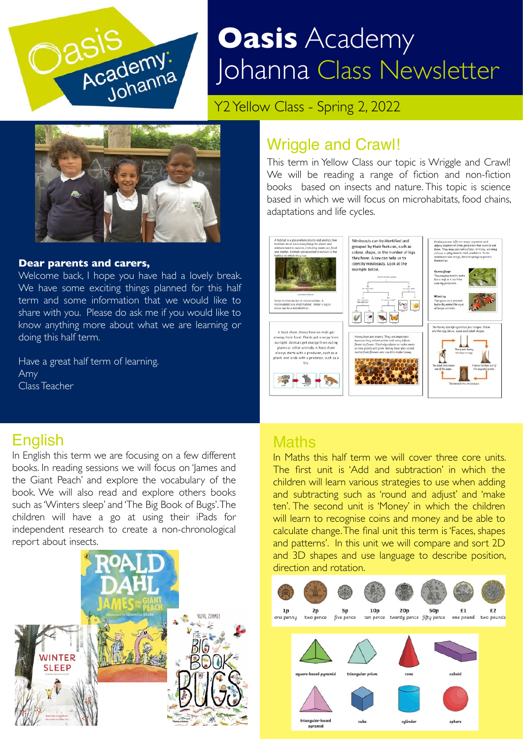# Oasis Academy Johanna Class Newsletter

Y2 Yellow Class - Spring 2, 2022

**Dear parents and carers,**

Welcome back, I hope you have had a lovely break. We have some exciting things planned for this half term and some information that we would like to share with you. Please do ask me if you would like to know anything more about what we are learning or doing this half term.

Have a great half term of learning.
Amy
Class Teacher

## Wriggle and Crawl!

This term in Yellow Class our topic is Wriggle and Crawl! We will be reading a range of fiction and non-fiction books based on insects and nature. This topic is science based in which we will focus on microhabitats, food chains, adaptations and life cycles.

## English

In English this term we are focusing on a few different books. In reading sessions we will focus on 'James and the Giant Peach' and explore the vocabulary of the book. We will also read and explore others books such as 'Winters sleep' and 'The Big Book of Bugs'. The children will have a go at using their iPads for independent research to create a non-chronological report about insects.

## Maths

In Maths this half term we will cover three core units. The first unit is 'Add and subtraction' in which the children will learn various strategies to use when adding and subtracting such as 'round and adjust' and 'make ten'. The second unit is 'Money' in which the children will learn to recognise coins and money and be able to calculate change. The final unit this term is 'Faces, shapes and patterns'. In this unit we will compare and sort 2D and 3D shapes and use language to describe position, direction and rotation.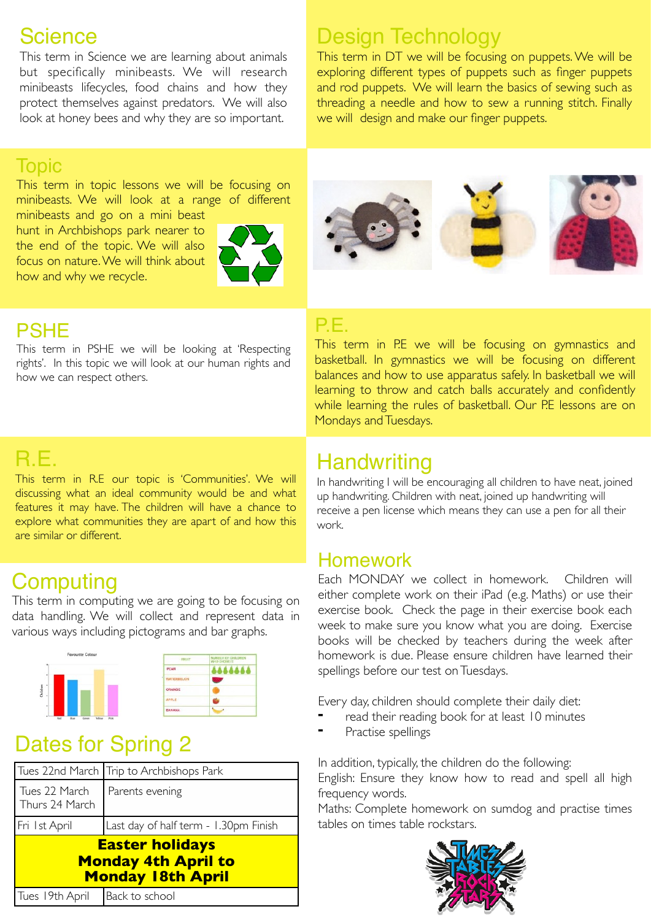## Science

This term in Science we are learning about animals but specifically minibeasts. We will research minibeasts lifecycles, food chains and how they protect themselves against predators. We will also look at honey bees and why they are so important.

## Design Technology

This term in DT we will be focusing on puppets. We will be exploring different types of puppets such as finger puppets and rod puppets. We will learn the basics of sewing such as threading a needle and how to sew a running stitch. Finally we will design and make our finger puppets.

## Topic

This term in topic lessons we will be focusing on minibeasts. We will look at a range of different minibeasts and go on a mini beast hunt in Archbishops park nearer to the end of the topic. We will also focus on nature. We will think about how and why we recycle.

## PSHE

This term in PSHE we will be looking at 'Respecting rights'. In this topic we will look at our human rights and how we can respect others.

## P.E.

This term in P.E we will be focusing on gymnastics and basketball. In gymnastics we will be focusing on different balances and how to use apparatus safely. In basketball we will learning to throw and catch balls accurately and confidently while learning the rules of basketball. Our P.E lessons are on Mondays and Tuesdays.

## R.E.

This term in R.E our topic is 'Communities'. We will discussing what an ideal community would be and what features it may have. The children will have a chance to explore what communities they are apart of and how this are similar or different.

## Handwriting

In handwriting I will be encouraging all children to have neat, joined up handwriting. Children with neat, joined up handwriting will receive a pen license which means they can use a pen for all their work.

## Computing

This term in computing we are going to be focusing on data handling. We will collect and represent data in various ways including pictograms and bar graphs.

## Homework

Each MONDAY we collect in homework. Children will either complete work on their iPad (e.g. Maths) or use their exercise book. Check the page in their exercise book each week to make sure you know what you are doing. Exercise books will be checked by teachers during the week after homework is due. Please ensure children have learned their spellings before our test on Tuesdays.

Every day, children should complete their daily diet:

- read their reading book for at least 10 minutes
- Practise spellings

In addition, typically, the children do the following:

English: Ensure they know how to read and spell all high frequency words.

Maths: Complete homework on sumdog and practise times tables on times table rockstars.

## Dates for Spring 2

| | |
|---|---|
| Tues 22nd March | Trip to Archbishops Park |
| Tues 22 March<br>Thurs 24 March | Parents evening |
| Fri 1st April | Last day of half term - 1.30pm Finish |
| **Easter holidays Monday 4th April to Monday 18th April** | |
| Tues 19th April | Back to school |